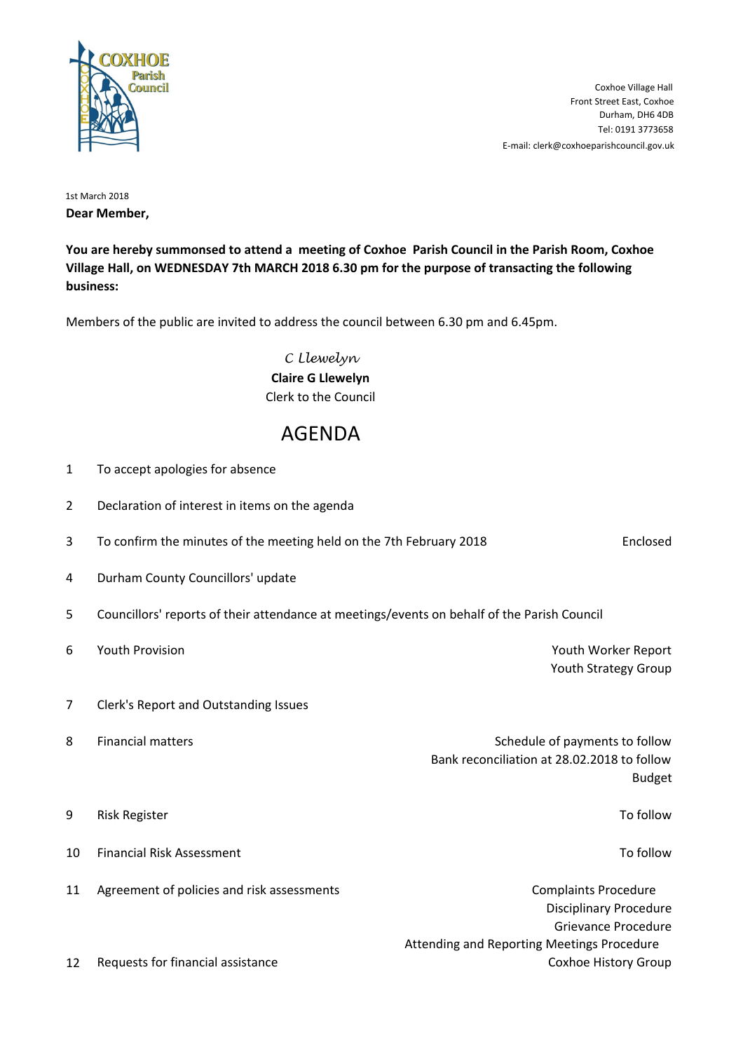Coxhoe Village Hall
Front Street East, Coxhoe
Durham, DH6 4DB
Tel: 0191 3773658
E-mail: clerk@coxhoeparishcouncil.gov.uk

1st March 2018

**Dear Member,**

**You are hereby summonsed to attend a meeting of Coxhoe Parish Council in the Parish Room, Coxhoe Village Hall, on WEDNESDAY 7th MARCH 2018 6.30 pm for the purpose of transacting the following business:**

Members of the public are invited to address the council between 6.30 pm and 6.45pm.

*C Llewelyn*
**Claire G Llewelyn**
Clerk to the Council

# AGENDA

| | | |
|---|---|---|
| 1 | To accept apologies for absence | |
| 2 | Declaration of interest in items on the agenda | |
| 3 | To confirm the minutes of the meeting held on the 7th February 2018 | Enclosed |
| 4 | Durham County Councillors' update | |
| 5 | Councillors' reports of their attendance at meetings/events on behalf of the Parish Council | |
| 6 | Youth Provision | Youth Worker Report<br>Youth Strategy Group |
| 7 | Clerk's Report and Outstanding Issues | |
| 8 | Financial matters | Schedule of payments to follow<br>Bank reconciliation at 28.02.2018 to follow<br>Budget |
| 9 | Risk Register | To follow |
| 10 | Financial Risk Assessment | To follow |
| 11 | Agreement of policies and risk assessments | Complaints Procedure<br>Disciplinary Procedure<br>Grievance Procedure<br>Attending and Reporting Meetings Procedure |
| 12 | Requests for financial assistance | Coxhoe History Group |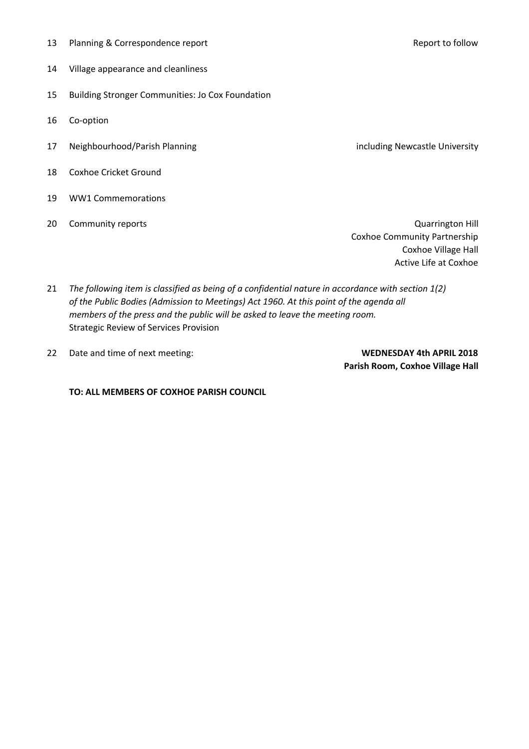13 Planning & Correspondence report — Report to follow

14 Village appearance and cleanliness

15 Building Stronger Communities: Jo Cox Foundation

16 Co-option

17 Neighbourhood/Parish Planning — including Newcastle University

18 Coxhoe Cricket Ground

19 WW1 Commemorations

20 Community reports — Quarrington Hill
Coxhoe Community Partnership
Coxhoe Village Hall
Active Life at Coxhoe

21 *The following item is classified as being of a confidential nature in accordance with section 1(2) of the Public Bodies (Admission to Meetings) Act 1960. At this point of the agenda all members of the press and the public will be asked to leave the meeting room.*
Strategic Review of Services Provision

22 Date and time of next meeting: **WEDNESDAY 4th APRIL 2018**
**Parish Room, Coxhoe Village Hall**

**TO: ALL MEMBERS OF COXHOE PARISH COUNCIL**